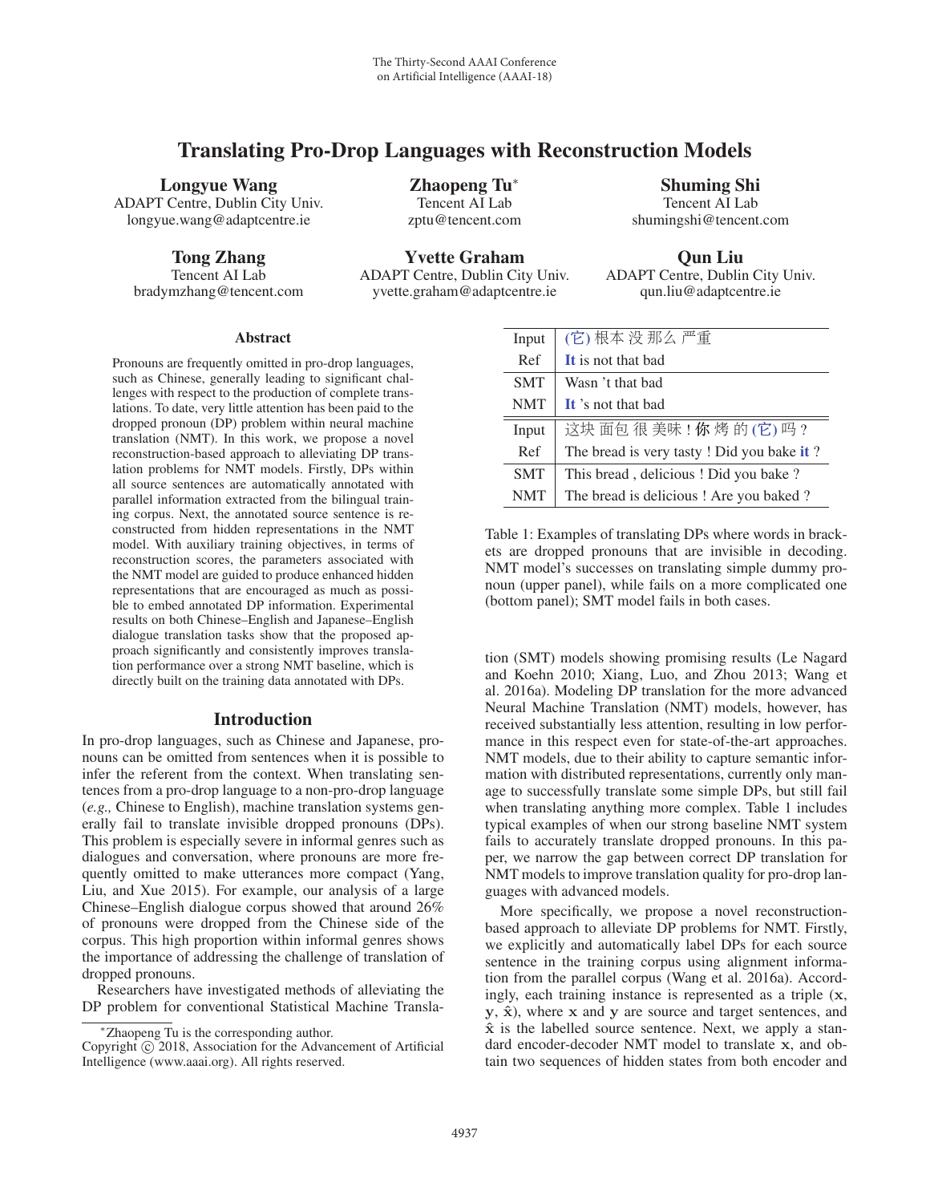# Translating Pro-Drop Languages with Reconstruction Models

**Longyue Wang**
ADAPT Centre, Dublin City Univ.
longyue.wang@adaptcentre.ie

**Zhaopeng Tu***
Tencent AI Lab
zptu@tencent.com

**Shuming Shi**
Tencent AI Lab
shumingshi@tencent.com

**Tong Zhang**
Tencent AI Lab
bradymzhang@tencent.com

**Yvette Graham**
ADAPT Centre, Dublin City Univ.
yvette.graham@adaptcentre.ie

**Qun Liu**
ADAPT Centre, Dublin City Univ.
qun.liu@adaptcentre.ie

## Abstract

Pronouns are frequently omitted in pro-drop languages, such as Chinese, generally leading to significant challenges with respect to the production of complete translations. To date, very little attention has been paid to the dropped pronoun (DP) problem within neural machine translation (NMT). In this work, we propose a novel reconstruction-based approach to alleviating DP translation problems for NMT models. Firstly, DPs within all source sentences are automatically annotated with parallel information extracted from the bilingual training corpus. Next, the annotated source sentence is reconstructed from hidden representations in the NMT model. With auxiliary training objectives, in terms of reconstruction scores, the parameters associated with the NMT model are guided to produce enhanced hidden representations that are encouraged as much as possible to embed annotated DP information. Experimental results on both Chinese–English and Japanese–English dialogue translation tasks show that the proposed approach significantly and consistently improves translation performance over a strong NMT baseline, which is directly built on the training data annotated with DPs.

## Introduction

In pro-drop languages, such as Chinese and Japanese, pronouns can be omitted from sentences when it is possible to infer the referent from the context. When translating sentences from a pro-drop language to a non-pro-drop language (*e.g.,* Chinese to English), machine translation systems generally fail to translate invisible dropped pronouns (DPs). This problem is especially severe in informal genres such as dialogues and conversation, where pronouns are more frequently omitted to make utterances more compact (Yang, Liu, and Xue 2015). For example, our analysis of a large Chinese–English dialogue corpus showed that around 26% of pronouns were dropped from the Chinese side of the corpus. This high proportion within informal genres shows the importance of addressing the challenge of translation of dropped pronouns.

Researchers have investigated methods of alleviating the DP problem for conventional Statistical Machine Translation (SMT) models showing promising results (Le Nagard and Koehn 2010; Xiang, Luo, and Zhou 2013; Wang et al. 2016a). Modeling DP translation for the more advanced Neural Machine Translation (NMT) models, however, has received substantially less attention, resulting in low performance in this respect even for state-of-the-art approaches. NMT models, due to their ability to capture semantic information with distributed representations, currently only manage to successfully translate some simple DPs, but still fail when translating anything more complex. Table 1 includes typical examples of when our strong baseline NMT system fails to accurately translate dropped pronouns. In this paper, we narrow the gap between correct DP translation for NMT models to improve translation quality for pro-drop languages with advanced models.

| | |
|---|---|
| Input | (它) 根本 没 那么 严重 |
| Ref | **It** is not that bad |
| SMT | Wasn 't that bad |
| NMT | **It** 's not that bad |
| Input | 这块 面包 很 美味 ! **你** 烤 的 (它) 吗 ? |
| Ref | The bread is very tasty ! Did you bake **it** ? |
| SMT | This bread , delicious ! Did you bake ? |
| NMT | The bread is delicious ! Are you baked ? |

Table 1: Examples of translating DPs where words in brackets are dropped pronouns that are invisible in decoding. NMT model's successes on translating simple dummy pronoun (upper panel), while fails on a more complicated one (bottom panel); SMT model fails in both cases.

More specifically, we propose a novel reconstruction-based approach to alleviate DP problems for NMT. Firstly, we explicitly and automatically label DPs for each source sentence in the training corpus using alignment information from the parallel corpus (Wang et al. 2016a). Accordingly, each training instance is represented as a triple ($\mathbf{x}$, $\mathbf{y}$, $\hat{\mathbf{x}}$), where $\mathbf{x}$ and $\mathbf{y}$ are source and target sentences, and $\hat{\mathbf{x}}$ is the labelled source sentence. Next, we apply a standard encoder-decoder NMT model to translate $\mathbf{x}$, and obtain two sequences of hidden states from both encoder and

*Zhaopeng Tu is the corresponding author.
Copyright © 2018, Association for the Advancement of Artificial Intelligence (www.aaai.org). All rights reserved.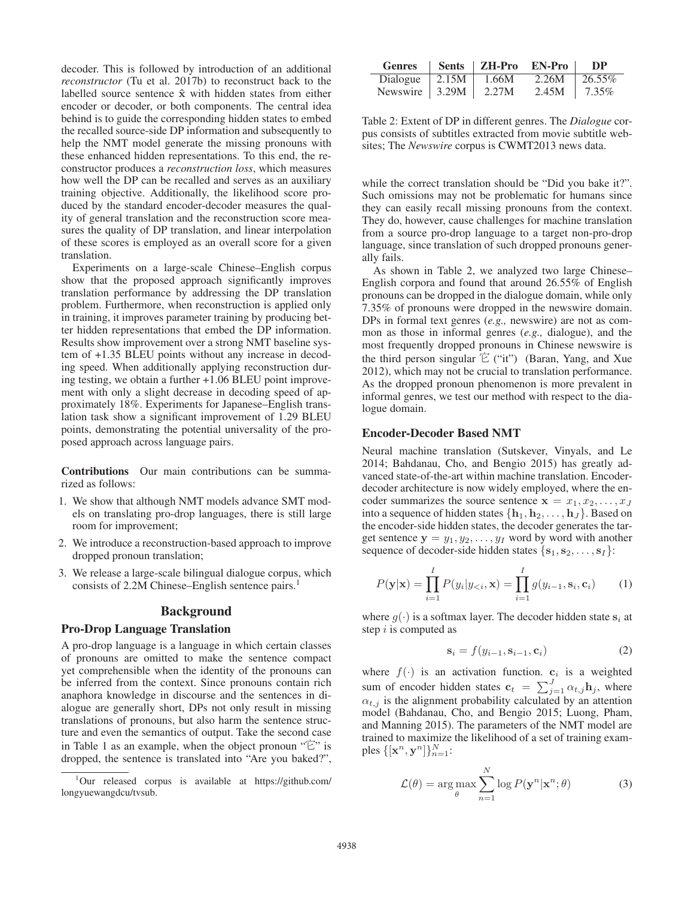decoder. This is followed by introduction of an additional *reconstructor* (Tu et al. 2017b) to reconstruct back to the labelled source sentence $\hat{\mathbf{x}}$ with hidden states from either encoder or decoder, or both components. The central idea behind is to guide the corresponding hidden states to embed the recalled source-side DP information and subsequently to help the NMT model generate the missing pronouns with these enhanced hidden representations. To this end, the reconstructor produces a *reconstruction loss*, which measures how well the DP can be recalled and serves as an auxiliary training objective. Additionally, the likelihood score produced by the standard encoder-decoder measures the quality of general translation and the reconstruction score measures the quality of DP translation, and linear interpolation of these scores is employed as an overall score for a given translation.

Experiments on a large-scale Chinese–English corpus show that the proposed approach significantly improves translation performance by addressing the DP translation problem. Furthermore, when reconstruction is applied only in training, it improves parameter training by producing better hidden representations that embed the DP information. Results show improvement over a strong NMT baseline system of +1.35 BLEU points without any increase in decoding speed. When additionally applying reconstruction during testing, we obtain a further +1.06 BLEU point improvement with only a slight decrease in decoding speed of approximately 18%. Experiments for Japanese–English translation task show a significant improvement of 1.29 BLEU points, demonstrating the potential universality of the proposed approach across language pairs.

**Contributions** Our main contributions can be summarized as follows:

1. We show that although NMT models advance SMT models on translating pro-drop languages, there is still large room for improvement;
2. We introduce a reconstruction-based approach to improve dropped pronoun translation;
3. We release a large-scale bilingual dialogue corpus, which consists of 2.2M Chinese–English sentence pairs.[1]

[1]Our released corpus is available at https://github.com/longyuewangdcu/tvsub.

## Background

### Pro-Drop Language Translation

A pro-drop language is a language in which certain classes of pronouns are omitted to make the sentence compact yet comprehensible when the identity of the pronouns can be inferred from the context. Since pronouns contain rich anaphora knowledge in discourse and the sentences in dialogue are generally short, DPs not only result in missing translations of pronouns, but also harm the sentence structure and even the semantics of output. Take the second case in Table 1 as an example, when the object pronoun "它" is dropped, the sentence is translated into "Are you baked?", while the correct translation should be "Did you bake it?". Such omissions may not be problematic for humans since they can easily recall missing pronouns from the context. They do, however, cause challenges for machine translation from a source pro-drop language to a target non-pro-drop language, since translation of such dropped pronouns generally fails.

| Genres | Sents | ZH-Pro | EN-Pro | DP |
|---|---|---|---|---|
| Dialogue | 2.15M | 1.66M | 2.26M | 26.55% |
| Newswire | 3.29M | 2.27M | 2.45M | 7.35% |

Table 2: Extent of DP in different genres. The *Dialogue* corpus consists of subtitles extracted from movie subtitle websites; The *Newswire* corpus is CWMT2013 news data.

As shown in Table 2, we analyzed two large Chinese–English corpora and found that around 26.55% of English pronouns can be dropped in the dialogue domain, while only 7.35% of pronouns were dropped in the newswire domain. DPs in formal text genres (*e.g.,* newswire) are not as common as those in informal genres (*e.g.,* dialogue), and the most frequently dropped pronouns in Chinese newswire is the third person singular 它 ("it") (Baran, Yang, and Xue 2012), which may not be crucial to translation performance. As the dropped pronoun phenomenon is more prevalent in informal genres, we test our method with respect to the dialogue domain.

### Encoder-Decoder Based NMT

Neural machine translation (Sutskever, Vinyals, and Le 2014; Bahdanau, Cho, and Bengio 2015) has greatly advanced state-of-the-art within machine translation. Encoder-decoder architecture is now widely employed, where the encoder summarizes the source sentence $\mathbf{x} = x_1, x_2, \ldots, x_J$ into a sequence of hidden states $\{\mathbf{h}_1, \mathbf{h}_2, \ldots, \mathbf{h}_J\}$. Based on the encoder-side hidden states, the decoder generates the target sentence $\mathbf{y} = y_1, y_2, \ldots, y_I$ word by word with another sequence of decoder-side hidden states $\{\mathbf{s}_1, \mathbf{s}_2, \ldots, \mathbf{s}_I\}$:

$$P(\mathbf{y}|\mathbf{x}) = \prod_{i=1}^{I} P(y_i|y_{<i}, \mathbf{x}) = \prod_{i=1}^{I} g(y_{i-1}, \mathbf{s}_i, \mathbf{c}_i) \tag{1}$$

where $g(\cdot)$ is a softmax layer. The decoder hidden state $\mathbf{s}_i$ at step $i$ is computed as

$$\mathbf{s}_i = f(y_{i-1}, \mathbf{s}_{i-1}, \mathbf{c}_i) \tag{2}$$

where $f(\cdot)$ is an activation function. $\mathbf{c}_i$ is a weighted sum of encoder hidden states $\mathbf{c}_t = \sum_{j=1}^{J} \alpha_{t,j} \mathbf{h}_j$, where $\alpha_{t,j}$ is the alignment probability calculated by an attention model (Bahdanau, Cho, and Bengio 2015; Luong, Pham, and Manning 2015). The parameters of the NMT model are trained to maximize the likelihood of a set of training examples $\{[\mathbf{x}^n, \mathbf{y}^n]\}_{n=1}^{N}$:

$$\mathcal{L}(\theta) = \arg\max_{\theta} \sum_{n=1}^{N} \log P(\mathbf{y}^n|\mathbf{x}^n; \theta) \tag{3}$$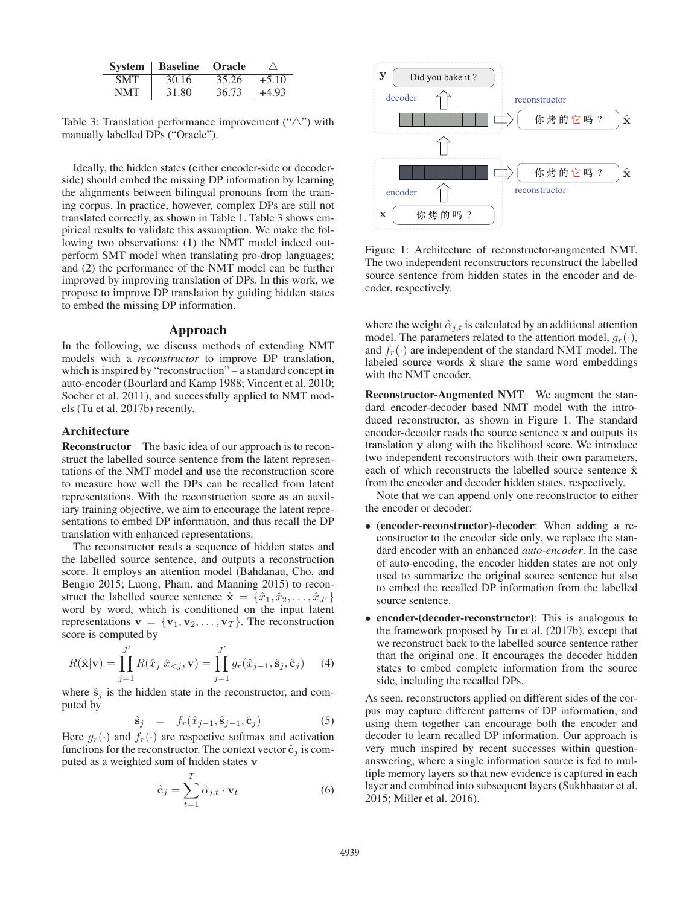| System | Baseline | Oracle | △ |
|---|---|---|---|
| SMT | 30.16 | 35.26 | +5.10 |
| NMT | 31.80 | 36.73 | +4.93 |

Table 3: Translation performance improvement ("△") with manually labelled DPs ("Oracle").

Ideally, the hidden states (either encoder-side or decoder-side) should embed the missing DP information by learning the alignments between bilingual pronouns from the training corpus. In practice, however, complex DPs are still not translated correctly, as shown in Table 1. Table 3 shows empirical results to validate this assumption. We make the following two observations: (1) the NMT model indeed outperform SMT model when translating pro-drop languages; and (2) the performance of the NMT model can be further improved by improving translation of DPs. In this work, we propose to improve DP translation by guiding hidden states to embed the missing DP information.

## Approach

In the following, we discuss methods of extending NMT models with a *reconstructor* to improve DP translation, which is inspired by "reconstruction" – a standard concept in auto-encoder (Bourlard and Kamp 1988; Vincent et al. 2010; Socher et al. 2011), and successfully applied to NMT models (Tu et al. 2017b) recently.

### Architecture

**Reconstructor** The basic idea of our approach is to reconstruct the labelled source sentence from the latent representations of the NMT model and use the reconstruction score to measure how well the DPs can be recalled from latent representations. With the reconstruction score as an auxiliary training objective, we aim to encourage the latent representations to embed DP information, and thus recall the DP translation with enhanced representations.

The reconstructor reads a sequence of hidden states and the labelled source sentence, and outputs a reconstruction score. It employs an attention model (Bahdanau, Cho, and Bengio 2015; Luong, Pham, and Manning 2015) to reconstruct the labelled source sentence $\hat{\mathbf{x}} = \{\hat{x}_1, \hat{x}_2, \ldots, \hat{x}_{J'}\}$ word by word, which is conditioned on the input latent representations $\mathbf{v} = \{\mathbf{v}_1, \mathbf{v}_2, \ldots, \mathbf{v}_T\}$. The reconstruction score is computed by

$$R(\hat{\mathbf{x}}|\mathbf{v}) = \prod_{j=1}^{J'} R(\hat{x}_j|\hat{x}_{<j}, \mathbf{v}) = \prod_{j=1}^{J'} g_r(\hat{x}_{j-1}, \hat{\mathbf{s}}_j, \hat{\mathbf{c}}_j) \quad (4)$$

where $\hat{\mathbf{s}}_j$ is the hidden state in the reconstructor, and computed by

$$\hat{\mathbf{s}}_j = f_r(\hat{x}_{j-1}, \hat{\mathbf{s}}_{j-1}, \hat{\mathbf{c}}_j) \quad (5)$$

Here $g_r(\cdot)$ and $f_r(\cdot)$ are respective softmax and activation functions for the reconstructor. The context vector $\hat{\mathbf{c}}_j$ is computed as a weighted sum of hidden states $\mathbf{v}$

$$\hat{\mathbf{c}}_j = \sum_{t=1}^{T} \hat{\alpha}_{j,t} \cdot \mathbf{v}_t \quad (6)$$

Figure 1: Architecture of reconstructor-augmented NMT. The two independent reconstructors reconstruct the labelled source sentence from hidden states in the encoder and decoder, respectively.

where the weight $\hat{\alpha}_{j,t}$ is calculated by an additional attention model. The parameters related to the attention model, $g_r(\cdot)$, and $f_r(\cdot)$ are independent of the standard NMT model. The labeled source words $\hat{\mathbf{x}}$ share the same word embeddings with the NMT encoder.

**Reconstructor-Augmented NMT** We augment the standard encoder-decoder based NMT model with the introduced reconstructor, as shown in Figure 1. The standard encoder-decoder reads the source sentence $\mathbf{x}$ and outputs its translation $\mathbf{y}$ along with the likelihood score. We introduce two independent reconstructors with their own parameters, each of which reconstructs the labelled source sentence $\hat{\mathbf{x}}$ from the encoder and decoder hidden states, respectively.

Note that we can append only one reconstructor to either the encoder or decoder:

- **(encoder-reconstructor)-decoder**: When adding a reconstructor to the encoder side only, we replace the standard encoder with an enhanced *auto-encoder*. In the case of auto-encoding, the encoder hidden states are not only used to summarize the original source sentence but also to embed the recalled DP information from the labelled source sentence.
- **encoder-(decoder-reconstructor)**: This is analogous to the framework proposed by Tu et al. (2017b), except that we reconstruct back to the labelled source sentence rather than the original one. It encourages the decoder hidden states to embed complete information from the source side, including the recalled DPs.

As seen, reconstructors applied on different sides of the corpus may capture different patterns of DP information, and using them together can encourage both the encoder and decoder to learn recalled DP information. Our approach is very much inspired by recent successes within question-answering, where a single information source is fed to multiple memory layers so that new evidence is captured in each layer and combined into subsequent layers (Sukhbaatar et al. 2015; Miller et al. 2016).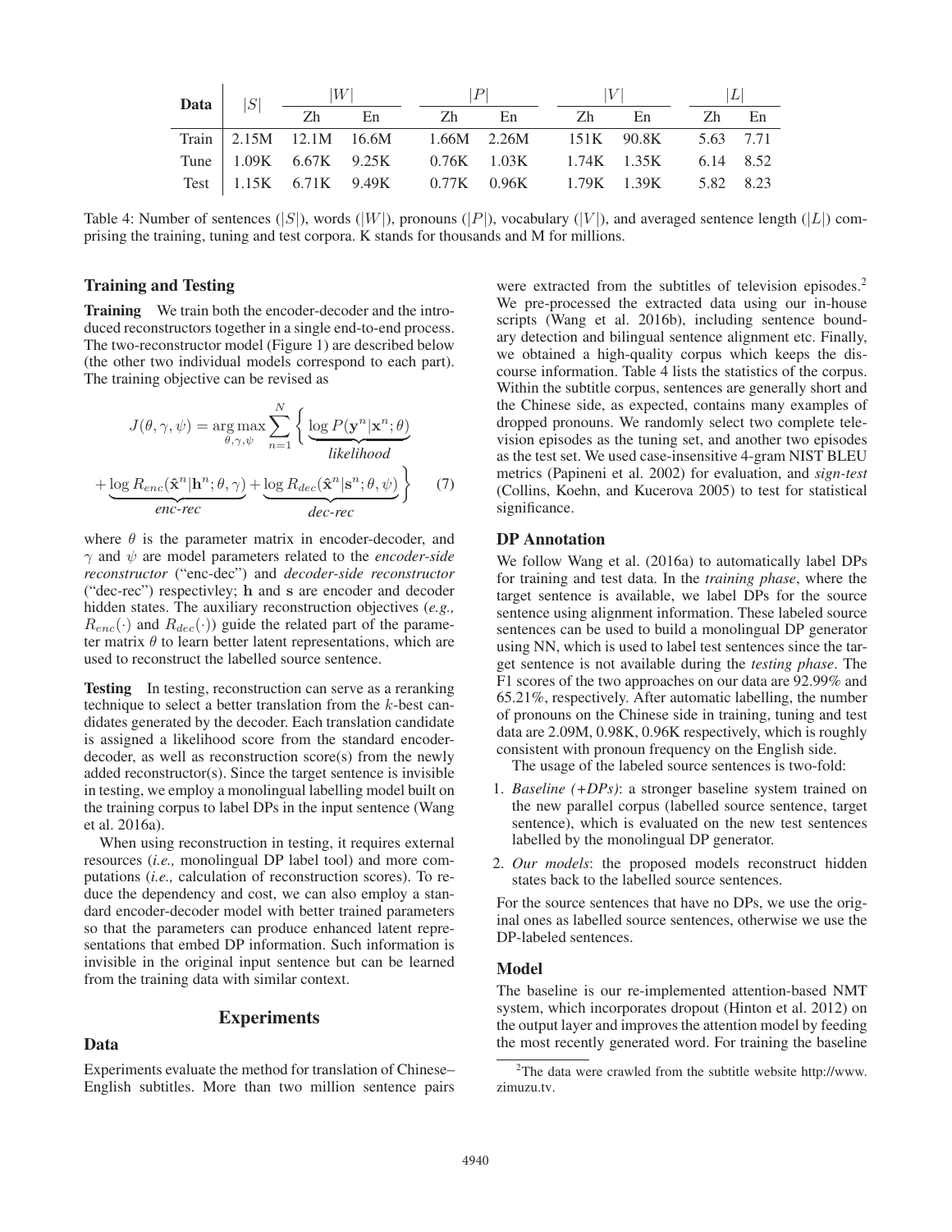| Data | $\|S\|$ | $\|W\|$ | | $\|P\|$ | | $\|V\|$ | | $\|L\|$ | |
|---|---|---|---|---|---|---|---|---|---|
| | | Zh | En | Zh | En | Zh | En | Zh | En |
| Train | 2.15M | 12.1M | 16.6M | 1.66M | 2.26M | 151K | 90.8K | 5.63 | 7.71 |
| Tune | 1.09K | 6.67K | 9.25K | 0.76K | 1.03K | 1.74K | 1.35K | 6.14 | 8.52 |
| Test | 1.15K | 6.71K | 9.49K | 0.77K | 0.96K | 1.79K | 1.39K | 5.82 | 8.23 |

Table 4: Number of sentences ($|S|$), words ($|W|$), pronouns ($|P|$), vocabulary ($|V|$), and averaged sentence length ($|L|$) comprising the training, tuning and test corpora. K stands for thousands and M for millions.

## Training and Testing

**Training** We train both the encoder-decoder and the introduced reconstructors together in a single end-to-end process. The two-reconstructor model (Figure 1) are described below (the other two individual models correspond to each part). The training objective can be revised as

$$J(\theta, \gamma, \psi) = \arg\max_{\theta,\gamma,\psi} \sum_{n=1}^{N} \bigg\{ \underbrace{\log P(\mathbf{y}^n|\mathbf{x}^n;\theta)}_{\textit{likelihood}} + \underbrace{\log R_{enc}(\hat{\mathbf{x}}^n|\mathbf{h}^n;\theta,\gamma)}_{\textit{enc-rec}} + \underbrace{\log R_{dec}(\hat{\mathbf{x}}^n|\mathbf{s}^n;\theta,\psi)}_{\textit{dec-rec}} \bigg\} \quad (7)$$

where $\theta$ is the parameter matrix in encoder-decoder, and $\gamma$ and $\psi$ are model parameters related to the *encoder-side reconstructor* ("enc-dec") and *decoder-side reconstructor* ("dec-rec") respectivley; $\mathbf{h}$ and $\mathbf{s}$ are encoder and decoder hidden states. The auxiliary reconstruction objectives (*e.g.,* $R_{enc}(\cdot)$ and $R_{dec}(\cdot)$) guide the related part of the parameter matrix $\theta$ to learn better latent representations, which are used to reconstruct the labelled source sentence.

**Testing** In testing, reconstruction can serve as a reranking technique to select a better translation from the $k$-best candidates generated by the decoder. Each translation candidate is assigned a likelihood score from the standard encoder-decoder, as well as reconstruction score(s) from the newly added reconstructor(s). Since the target sentence is invisible in testing, we employ a monolingual labelling model built on the training corpus to label DPs in the input sentence (Wang et al. 2016a).

When using reconstruction in testing, it requires external resources (*i.e.,* monolingual DP label tool) and more computations (*i.e.,* calculation of reconstruction scores). To reduce the dependency and cost, we can also employ a standard encoder-decoder model with better trained parameters so that the parameters can produce enhanced latent representations that embed DP information. Such information is invisible in the original input sentence but can be learned from the training data with similar context.

# Experiments

## Data

Experiments evaluate the method for translation of Chinese–English subtitles. More than two million sentence pairs were extracted from the subtitles of television episodes.[2] We pre-processed the extracted data using our in-house scripts (Wang et al. 2016b), including sentence boundary detection and bilingual sentence alignment etc. Finally, we obtained a high-quality corpus which keeps the discourse information. Table 4 lists the statistics of the corpus. Within the subtitle corpus, sentences are generally short and the Chinese side, as expected, contains many examples of dropped pronouns. We randomly select two complete television episodes as the tuning set, and another two episodes as the test set. We used case-insensitive 4-gram NIST BLEU metrics (Papineni et al. 2002) for evaluation, and *sign-test* (Collins, Koehn, and Kucerova 2005) to test for statistical significance.

## DP Annotation

We follow Wang et al. (2016a) to automatically label DPs for training and test data. In the *training phase*, where the target sentence is available, we label DPs for the source sentence using alignment information. These labeled source sentences can be used to build a monolingual DP generator using NN, which is used to label test sentences since the target sentence is not available during the *testing phase*. The F1 scores of the two approaches on our data are 92.99% and 65.21%, respectively. After automatic labelling, the number of pronouns on the Chinese side in training, tuning and test data are 2.09M, 0.98K, 0.96K respectively, which is roughly consistent with pronoun frequency on the English side.

The usage of the labeled source sentences is two-fold:

1. *Baseline (+DPs)*: a stronger baseline system trained on the new parallel corpus (labelled source sentence, target sentence), which is evaluated on the new test sentences labelled by the monolingual DP generator.
2. *Our models*: the proposed models reconstruct hidden states back to the labelled source sentences.

For the source sentences that have no DPs, we use the original ones as labelled source sentences, otherwise we use the DP-labeled sentences.

## Model

The baseline is our re-implemented attention-based NMT system, which incorporates dropout (Hinton et al. 2012) on the output layer and improves the attention model by feeding the most recently generated word. For training the baseline

[2] The data were crawled from the subtitle website http://www.zimuzu.tv.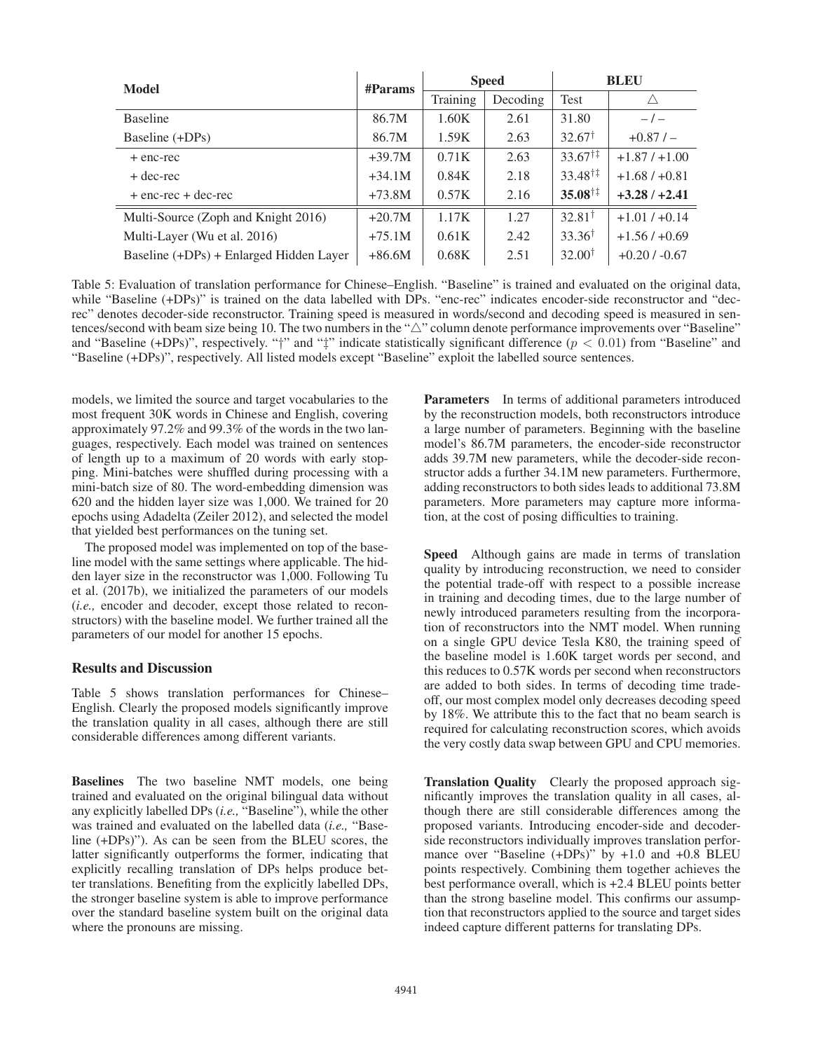| Model | #Params | Speed | | BLEU | |
|---|---|---|---|---|---|
| | | Training | Decoding | Test | $\triangle$ |
| Baseline | 86.7M | 1.60K | 2.61 | 31.80 | – / – |
| Baseline (+DPs) | 86.7M | 1.59K | 2.63 | 32.67$^{\dagger}$ | +0.87 / – |
| + enc-rec | +39.7M | 0.71K | 2.63 | 33.67$^{\dagger\ddagger}$ | +1.87 / +1.00 |
| + dec-rec | +34.1M | 0.84K | 2.18 | 33.48$^{\dagger\ddagger}$ | +1.68 / +0.81 |
| + enc-rec + dec-rec | +73.8M | 0.57K | 2.16 | **35.08**$^{\dagger\ddagger}$ | **+3.28 / +2.41** |
| Multi-Source (Zoph and Knight 2016) | +20.7M | 1.17K | 1.27 | 32.81$^{\dagger}$ | +1.01 / +0.14 |
| Multi-Layer (Wu et al. 2016) | +75.1M | 0.61K | 2.42 | 33.36$^{\dagger}$ | +1.56 / +0.69 |
| Baseline (+DPs) + Enlarged Hidden Layer | +86.6M | 0.68K | 2.51 | 32.00$^{\dagger}$ | +0.20 / -0.67 |

Table 5: Evaluation of translation performance for Chinese–English. "Baseline" is trained and evaluated on the original data, while "Baseline (+DPs)" is trained on the data labelled with DPs. "enc-rec" indicates encoder-side reconstructor and "dec-rec" denotes decoder-side reconstructor. Training speed is measured in words/second and decoding speed is measured in sentences/second with beam size being 10. The two numbers in the "$\triangle$" column denote performance improvements over "Baseline" and "Baseline (+DPs)", respectively. "$\dagger$" and "$\ddagger$" indicate statistically significant difference ($p < 0.01$) from "Baseline" and "Baseline (+DPs)", respectively. All listed models except "Baseline" exploit the labelled source sentences.

models, we limited the source and target vocabularies to the most frequent 30K words in Chinese and English, covering approximately 97.2% and 99.3% of the words in the two languages, respectively. Each model was trained on sentences of length up to a maximum of 20 words with early stopping. Mini-batches were shuffled during processing with a mini-batch size of 80. The word-embedding dimension was 620 and the hidden layer size was 1,000. We trained for 20 epochs using Adadelta (Zeiler 2012), and selected the model that yielded best performances on the tuning set.

The proposed model was implemented on top of the baseline model with the same settings where applicable. The hidden layer size in the reconstructor was 1,000. Following Tu et al. (2017b), we initialized the parameters of our models (*i.e.,* encoder and decoder, except those related to reconstructors) with the baseline model. We further trained all the parameters of our model for another 15 epochs.

### Results and Discussion

Table 5 shows translation performances for Chinese–English. Clearly the proposed models significantly improve the translation quality in all cases, although there are still considerable differences among different variants.

**Baselines** The two baseline NMT models, one being trained and evaluated on the original bilingual data without any explicitly labelled DPs (*i.e.,* "Baseline"), while the other was trained and evaluated on the labelled data (*i.e.,* "Baseline (+DPs)"). As can be seen from the BLEU scores, the latter significantly outperforms the former, indicating that explicitly recalling translation of DPs helps produce better translations. Benefiting from the explicitly labelled DPs, the stronger baseline system is able to improve performance over the standard baseline system built on the original data where the pronouns are missing.

**Parameters** In terms of additional parameters introduced by the reconstruction models, both reconstructors introduce a large number of parameters. Beginning with the baseline model's 86.7M parameters, the encoder-side reconstructor adds 39.7M new parameters, while the decoder-side reconstructor adds a further 34.1M new parameters. Furthermore, adding reconstructors to both sides leads to additional 73.8M parameters. More parameters may capture more information, at the cost of posing difficulties to training.

**Speed** Although gains are made in terms of translation quality by introducing reconstruction, we need to consider the potential trade-off with respect to a possible increase in training and decoding times, due to the large number of newly introduced parameters resulting from the incorporation of reconstructors into the NMT model. When running on a single GPU device Tesla K80, the training speed of the baseline model is 1.60K target words per second, and this reduces to 0.57K words per second when reconstructors are added to both sides. In terms of decoding time tradeoff, our most complex model only decreases decoding speed by 18%. We attribute this to the fact that no beam search is required for calculating reconstruction scores, which avoids the very costly data swap between GPU and CPU memories.

**Translation Quality** Clearly the proposed approach significantly improves the translation quality in all cases, although there are still considerable differences among the proposed variants. Introducing encoder-side and decoder-side reconstructors individually improves translation performance over "Baseline (+DPs)" by +1.0 and +0.8 BLEU points respectively. Combining them together achieves the best performance overall, which is +2.4 BLEU points better than the strong baseline model. This confirms our assumption that reconstructors applied to the source and target sides indeed capture different patterns for translating DPs.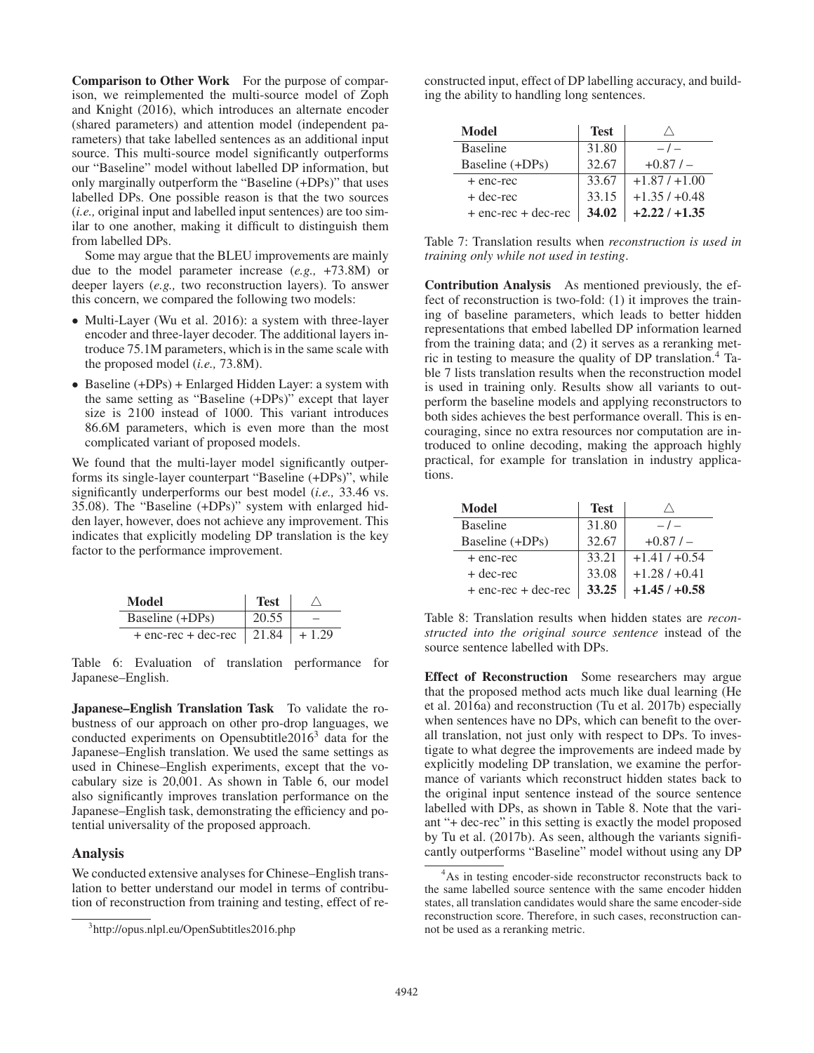**Comparison to Other Work** For the purpose of comparison, we reimplemented the multi-source model of Zoph and Knight (2016), which introduces an alternate encoder (shared parameters) and attention model (independent parameters) that take labelled sentences as an additional input source. This multi-source model significantly outperforms our "Baseline" model without labelled DP information, but only marginally outperform the "Baseline (+DPs)" that uses labelled DPs. One possible reason is that the two sources (*i.e.,* original input and labelled input sentences) are too similar to one another, making it difficult to distinguish them from labelled DPs.

Some may argue that the BLEU improvements are mainly due to the model parameter increase (*e.g.,* +73.8M) or deeper layers (*e.g.,* two reconstruction layers). To answer this concern, we compared the following two models:

- Multi-Layer (Wu et al. 2016): a system with three-layer encoder and three-layer decoder. The additional layers introduce 75.1M parameters, which is in the same scale with the proposed model (*i.e.,* 73.8M).
- Baseline (+DPs) + Enlarged Hidden Layer: a system with the same setting as "Baseline (+DPs)" except that layer size is 2100 instead of 1000. This variant introduces 86.6M parameters, which is even more than the most complicated variant of proposed models.

We found that the multi-layer model significantly outperforms its single-layer counterpart "Baseline (+DPs)", while significantly underperforms our best model (*i.e.,* 33.46 vs. 35.08). The "Baseline (+DPs)" system with enlarged hidden layer, however, does not achieve any improvement. This indicates that explicitly modeling DP translation is the key factor to the performance improvement.

| Model | Test | $\triangle$ |
|---|---|---|
| Baseline (+DPs) | 20.55 | – |
| + enc-rec + dec-rec | 21.84 | + 1.29 |

Table 6: Evaluation of translation performance for Japanese–English.

**Japanese–English Translation Task** To validate the robustness of our approach on other pro-drop languages, we conducted experiments on Opensubtitle2016[3] data for the Japanese–English translation. We used the same settings as used in Chinese–English experiments, except that the vocabulary size is 20,001. As shown in Table 6, our model also significantly improves translation performance on the Japanese–English task, demonstrating the efficiency and potential universality of the proposed approach.

## Analysis

We conducted extensive analyses for Chinese–English translation to better understand our model in terms of contribution of reconstruction from training and testing, effect of reconstructed input, effect of DP labelling accuracy, and building the ability to handling long sentences.

| Model | Test | $\triangle$ |
|---|---|---|
| Baseline | 31.80 | – / – |
| Baseline (+DPs) | 32.67 | +0.87 / – |
| + enc-rec | 33.67 | +1.87 / +1.00 |
| + dec-rec | 33.15 | +1.35 / +0.48 |
| + enc-rec + dec-rec | **34.02** | **+2.22 / +1.35** |

Table 7: Translation results when *reconstruction is used in training only while not used in testing*.

**Contribution Analysis** As mentioned previously, the effect of reconstruction is two-fold: (1) it improves the training of baseline parameters, which leads to better hidden representations that embed labelled DP information learned from the training data; and (2) it serves as a reranking metric in testing to measure the quality of DP translation.[4] Table 7 lists translation results when the reconstruction model is used in training only. Results show all variants to outperform the baseline models and applying reconstructors to both sides achieves the best performance overall. This is encouraging, since no extra resources nor computation are introduced to online decoding, making the approach highly practical, for example for translation in industry applications.

| Model | Test | $\triangle$ |
|---|---|---|
| Baseline | 31.80 | – / – |
| Baseline (+DPs) | 32.67 | +0.87 / – |
| + enc-rec | 33.21 | +1.41 / +0.54 |
| + dec-rec | 33.08 | +1.28 / +0.41 |
| + enc-rec + dec-rec | **33.25** | **+1.45 / +0.58** |

Table 8: Translation results when hidden states are *reconstructed into the original source sentence* instead of the source sentence labelled with DPs.

**Effect of Reconstruction** Some researchers may argue that the proposed method acts much like dual learning (He et al. 2016a) and reconstruction (Tu et al. 2017b) especially when sentences have no DPs, which can benefit to the overall translation, not just only with respect to DPs. To investigate to what degree the improvements are indeed made by explicitly modeling DP translation, we examine the performance of variants which reconstruct hidden states back to the original input sentence instead of the source sentence labelled with DPs, as shown in Table 8. Note that the variant "+ dec-rec" in this setting is exactly the model proposed by Tu et al. (2017b). As seen, although the variants significantly outperforms "Baseline" model without using any DP

[3] http://opus.nlpl.eu/OpenSubtitles2016.php

[4] As in testing encoder-side reconstructor reconstructs back to the same labelled source sentence with the same encoder hidden states, all translation candidates would share the same encoder-side reconstruction score. Therefore, in such cases, reconstruction cannot be used as a reranking metric.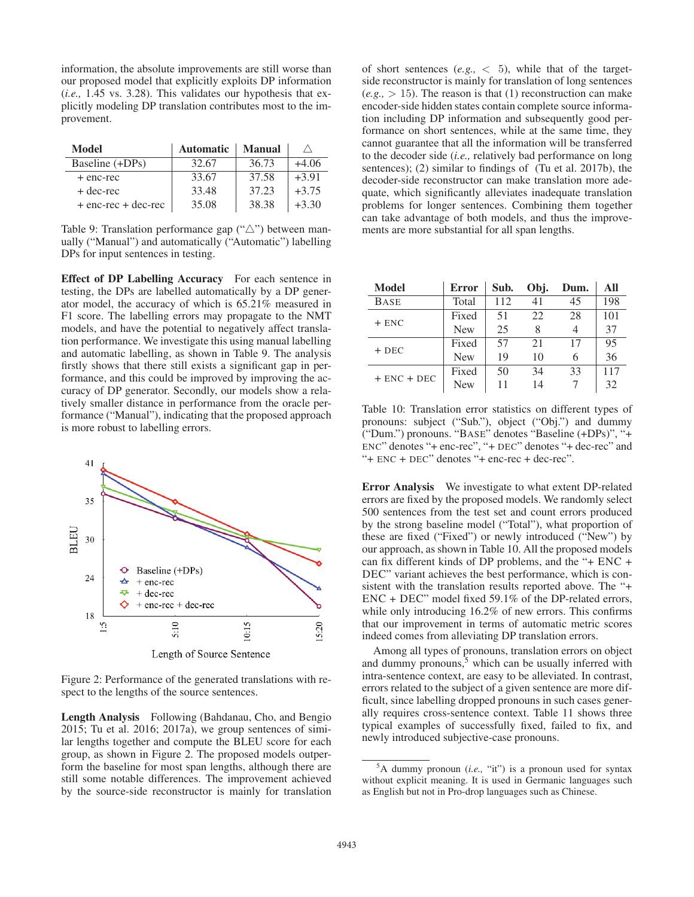information, the absolute improvements are still worse than our proposed model that explicitly exploits DP information (*i.e.,* 1.45 vs. 3.28). This validates our hypothesis that explicitly modeling DP translation contributes most to the improvement.

| Model | Automatic | Manual | △ |
|---|---|---|---|
| Baseline (+DPs) | 32.67 | 36.73 | +4.06 |
| + enc-rec | 33.67 | 37.58 | +3.91 |
| + dec-rec | 33.48 | 37.23 | +3.75 |
| + enc-rec + dec-rec | 35.08 | 38.38 | +3.30 |

Table 9: Translation performance gap ("△") between manually ("Manual") and automatically ("Automatic") labelling DPs for input sentences in testing.

**Effect of DP Labelling Accuracy** For each sentence in testing, the DPs are labelled automatically by a DP generator model, the accuracy of which is 65.21% measured in F1 score. The labelling errors may propagate to the NMT models, and have the potential to negatively affect translation performance. We investigate this using manual labelling and automatic labelling, as shown in Table 9. The analysis firstly shows that there still exists a significant gap in performance, and this could be improved by improving the accuracy of DP generator. Secondly, our models show a relatively smaller distance in performance from the oracle performance ("Manual"), indicating that the proposed approach is more robust to labelling errors.

Figure 2: Performance of the generated translations with respect to the lengths of the source sentences.

**Length Analysis** Following (Bahdanau, Cho, and Bengio 2015; Tu et al. 2016; 2017a), we group sentences of similar lengths together and compute the BLEU score for each group, as shown in Figure 2. The proposed models outperform the baseline for most span lengths, although there are still some notable differences. The improvement achieved by the source-side reconstructor is mainly for translation of short sentences (*e.g.,* $< 5$), while that of the target-side reconstructor is mainly for translation of long sentences (*e.g.,* $> 15$). The reason is that (1) reconstruction can make encoder-side hidden states contain complete source information including DP information and subsequently good performance on short sentences, while at the same time, they cannot guarantee that all the information will be transferred to the decoder side (*i.e.,* relatively bad performance on long sentences); (2) similar to findings of (Tu et al. 2017b), the decoder-side reconstructor can make translation more adequate, which significantly alleviates inadequate translation problems for longer sentences. Combining them together can take advantage of both models, and thus the improvements are more substantial for all span lengths.

| Model | Error | Sub. | Obj. | Dum. | All |
|---|---|---|---|---|---|
| BASE | Total | 112 | 41 | 45 | 198 |
| + ENC | Fixed | 51 | 22 | 28 | 101 |
| | New | 25 | 8 | 4 | 37 |
| + DEC | Fixed | 57 | 21 | 17 | 95 |
| | New | 19 | 10 | 6 | 36 |
| + ENC + DEC | Fixed | 50 | 34 | 33 | 117 |
| | New | 11 | 14 | 7 | 32 |

Table 10: Translation error statistics on different types of pronouns: subject ("Sub."), object ("Obj.") and dummy ("Dum.") pronouns. "BASE" denotes "Baseline (+DPs)", "+ ENC" denotes "+ enc-rec", "+ DEC" denotes "+ dec-rec" and "+ ENC + DEC" denotes "+ enc-rec + dec-rec".

**Error Analysis** We investigate to what extent DP-related errors are fixed by the proposed models. We randomly select 500 sentences from the test set and count errors produced by the strong baseline model ("Total"), what proportion of these are fixed ("Fixed") or newly introduced ("New") by our approach, as shown in Table 10. All the proposed models can fix different kinds of DP problems, and the "+ ENC + DEC" variant achieves the best performance, which is consistent with the translation results reported above. The "+ ENC + DEC" model fixed 59.1% of the DP-related errors, while only introducing 16.2% of new errors. This confirms that our improvement in terms of automatic metric scores indeed comes from alleviating DP translation errors.

Among all types of pronouns, translation errors on object and dummy pronouns,[5] which can be usually inferred with intra-sentence context, are easy to be alleviated. In contrast, errors related to the subject of a given sentence are more difficult, since labelling dropped pronouns in such cases generally requires cross-sentence context. Table 11 shows three typical examples of successfully fixed, failed to fix, and newly introduced subjective-case pronouns.

[5]A dummy pronoun (*i.e.,* "it") is a pronoun used for syntax without explicit meaning. It is used in Germanic languages such as English but not in Pro-drop languages such as Chinese.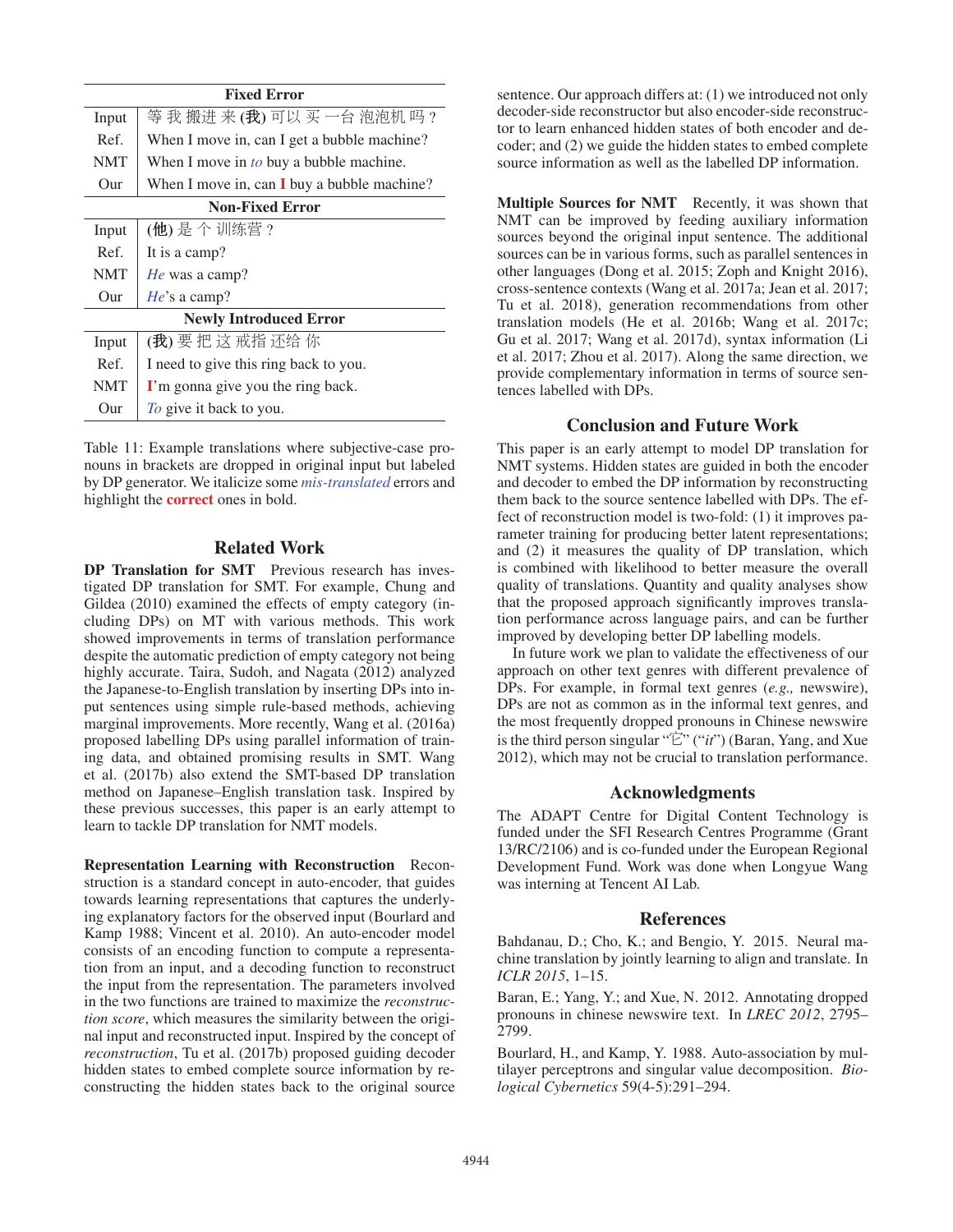| | Fixed Error |
|---|---|
| Input | 等 我 搬进 来 **(我)** 可以 买 一台 泡泡机 吗？ |
| Ref. | When I move in, can I get a bubble machine? |
| NMT | When I move in *to* buy a bubble machine. |
| Our | When I move in, can **I** buy a bubble machine? |
| | **Non-Fixed Error** |
| Input | **(他)** 是 个 训练营？ |
| Ref. | It is a camp? |
| NMT | *He* was a camp? |
| Our | *He*'s a camp? |
| | **Newly Introduced Error** |
| Input | **(我)** 要 把 这 戒指 还给 你 |
| Ref. | I need to give this ring back to you. |
| NMT | **I**'m gonna give you the ring back. |
| Our | *To* give it back to you. |

Table 11: Example translations where subjective-case pronouns in brackets are dropped in original input but labeled by DP generator. We italicize some *mis-translated* errors and highlight the **correct** ones in bold.

## Related Work

**DP Translation for SMT** Previous research has investigated DP translation for SMT. For example, Chung and Gildea (2010) examined the effects of empty category (including DPs) on MT with various methods. This work showed improvements in terms of translation performance despite the automatic prediction of empty category not being highly accurate. Taira, Sudoh, and Nagata (2012) analyzed the Japanese-to-English translation by inserting DPs into input sentences using simple rule-based methods, achieving marginal improvements. More recently, Wang et al. (2016a) proposed labelling DPs using parallel information of training data, and obtained promising results in SMT. Wang et al. (2017b) also extend the SMT-based DP translation method on Japanese–English translation task. Inspired by these previous successes, this paper is an early attempt to learn to tackle DP translation for NMT models.

**Representation Learning with Reconstruction** Reconstruction is a standard concept in auto-encoder, that guides towards learning representations that captures the underlying explanatory factors for the observed input (Bourlard and Kamp 1988; Vincent et al. 2010). An auto-encoder model consists of an encoding function to compute a representation from an input, and a decoding function to reconstruct the input from the representation. The parameters involved in the two functions are trained to maximize the *reconstruction score*, which measures the similarity between the original input and reconstructed input. Inspired by the concept of *reconstruction*, Tu et al. (2017b) proposed guiding decoder hidden states to embed complete source information by reconstructing the hidden states back to the original source sentence. Our approach differs at: (1) we introduced not only decoder-side reconstructor but also encoder-side reconstructor to learn enhanced hidden states of both encoder and decoder; and (2) we guide the hidden states to embed complete source information as well as the labelled DP information.

**Multiple Sources for NMT** Recently, it was shown that NMT can be improved by feeding auxiliary information sources beyond the original input sentence. The additional sources can be in various forms, such as parallel sentences in other languages (Dong et al. 2015; Zoph and Knight 2016), cross-sentence contexts (Wang et al. 2017a; Jean et al. 2017; Tu et al. 2018), generation recommendations from other translation models (He et al. 2016b; Wang et al. 2017c; Gu et al. 2017; Wang et al. 2017d), syntax information (Li et al. 2017; Zhou et al. 2017). Along the same direction, we provide complementary information in terms of source sentences labelled with DPs.

## Conclusion and Future Work

This paper is an early attempt to model DP translation for NMT systems. Hidden states are guided in both the encoder and decoder to embed the DP information by reconstructing them back to the source sentence labelled with DPs. The effect of reconstruction model is two-fold: (1) it improves parameter training for producing better latent representations; and (2) it measures the quality of DP translation, which is combined with likelihood to better measure the overall quality of translations. Quantity and quality analyses show that the proposed approach significantly improves translation performance across language pairs, and can be further improved by developing better DP labelling models.

In future work we plan to validate the effectiveness of our approach on other text genres with different prevalence of DPs. For example, in formal text genres (*e.g.,* newswire), DPs are not as common as in the informal text genres, and the most frequently dropped pronouns in Chinese newswire is the third person singular "它" ("*it*") (Baran, Yang, and Xue 2012), which may not be crucial to translation performance.

## Acknowledgments

The ADAPT Centre for Digital Content Technology is funded under the SFI Research Centres Programme (Grant 13/RC/2106) and is co-funded under the European Regional Development Fund. Work was done when Longyue Wang was interning at Tencent AI Lab.

## References

Bahdanau, D.; Cho, K.; and Bengio, Y. 2015. Neural machine translation by jointly learning to align and translate. In *ICLR 2015*, 1–15.

Baran, E.; Yang, Y.; and Xue, N. 2012. Annotating dropped pronouns in chinese newswire text. In *LREC 2012*, 2795–2799.

Bourlard, H., and Kamp, Y. 1988. Auto-association by multilayer perceptrons and singular value decomposition. *Biological Cybernetics* 59(4-5):291–294.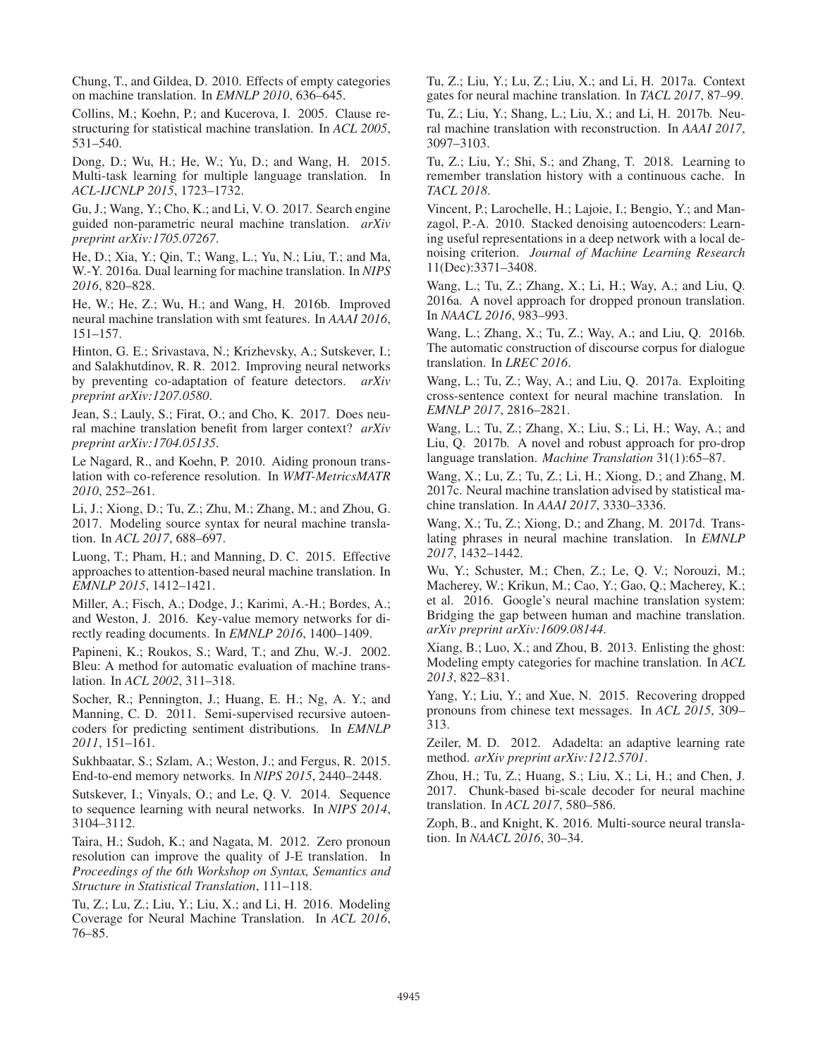Chung, T., and Gildea, D. 2010. Effects of empty categories on machine translation. In *EMNLP 2010*, 636–645.

Collins, M.; Koehn, P.; and Kucerova, I. 2005. Clause restructuring for statistical machine translation. In *ACL 2005*, 531–540.

Dong, D.; Wu, H.; He, W.; Yu, D.; and Wang, H. 2015. Multi-task learning for multiple language translation. In *ACL-IJCNLP 2015*, 1723–1732.

Gu, J.; Wang, Y.; Cho, K.; and Li, V. O. 2017. Search engine guided non-parametric neural machine translation. *arXiv preprint arXiv:1705.07267*.

He, D.; Xia, Y.; Qin, T.; Wang, L.; Yu, N.; Liu, T.; and Ma, W.-Y. 2016a. Dual learning for machine translation. In *NIPS 2016*, 820–828.

He, W.; He, Z.; Wu, H.; and Wang, H. 2016b. Improved neural machine translation with smt features. In *AAAI 2016*, 151–157.

Hinton, G. E.; Srivastava, N.; Krizhevsky, A.; Sutskever, I.; and Salakhutdinov, R. R. 2012. Improving neural networks by preventing co-adaptation of feature detectors. *arXiv preprint arXiv:1207.0580*.

Jean, S.; Lauly, S.; Firat, O.; and Cho, K. 2017. Does neural machine translation benefit from larger context? *arXiv preprint arXiv:1704.05135*.

Le Nagard, R., and Koehn, P. 2010. Aiding pronoun translation with co-reference resolution. In *WMT-MetricsMATR 2010*, 252–261.

Li, J.; Xiong, D.; Tu, Z.; Zhu, M.; Zhang, M.; and Zhou, G. 2017. Modeling source syntax for neural machine translation. In *ACL 2017*, 688–697.

Luong, T.; Pham, H.; and Manning, D. C. 2015. Effective approaches to attention-based neural machine translation. In *EMNLP 2015*, 1412–1421.

Miller, A.; Fisch, A.; Dodge, J.; Karimi, A.-H.; Bordes, A.; and Weston, J. 2016. Key-value memory networks for directly reading documents. In *EMNLP 2016*, 1400–1409.

Papineni, K.; Roukos, S.; Ward, T.; and Zhu, W.-J. 2002. Bleu: A method for automatic evaluation of machine translation. In *ACL 2002*, 311–318.

Socher, R.; Pennington, J.; Huang, E. H.; Ng, A. Y.; and Manning, C. D. 2011. Semi-supervised recursive autoencoders for predicting sentiment distributions. In *EMNLP 2011*, 151–161.

Sukhbaatar, S.; Szlam, A.; Weston, J.; and Fergus, R. 2015. End-to-end memory networks. In *NIPS 2015*, 2440–2448.

Sutskever, I.; Vinyals, O.; and Le, Q. V. 2014. Sequence to sequence learning with neural networks. In *NIPS 2014*, 3104–3112.

Taira, H.; Sudoh, K.; and Nagata, M. 2012. Zero pronoun resolution can improve the quality of J-E translation. In *Proceedings of the 6th Workshop on Syntax, Semantics and Structure in Statistical Translation*, 111–118.

Tu, Z.; Lu, Z.; Liu, Y.; Liu, X.; and Li, H. 2016. Modeling Coverage for Neural Machine Translation. In *ACL 2016*, 76–85.

Tu, Z.; Liu, Y.; Lu, Z.; Liu, X.; and Li, H. 2017a. Context gates for neural machine translation. In *TACL 2017*, 87–99.

Tu, Z.; Liu, Y.; Shang, L.; Liu, X.; and Li, H. 2017b. Neural machine translation with reconstruction. In *AAAI 2017*, 3097–3103.

Tu, Z.; Liu, Y.; Shi, S.; and Zhang, T. 2018. Learning to remember translation history with a continuous cache. In *TACL 2018*.

Vincent, P.; Larochelle, H.; Lajoie, I.; Bengio, Y.; and Manzagol, P.-A. 2010. Stacked denoising autoencoders: Learning useful representations in a deep network with a local denoising criterion. *Journal of Machine Learning Research* 11(Dec):3371–3408.

Wang, L.; Tu, Z.; Zhang, X.; Li, H.; Way, A.; and Liu, Q. 2016a. A novel approach for dropped pronoun translation. In *NAACL 2016*, 983–993.

Wang, L.; Zhang, X.; Tu, Z.; Way, A.; and Liu, Q. 2016b. The automatic construction of discourse corpus for dialogue translation. In *LREC 2016*.

Wang, L.; Tu, Z.; Way, A.; and Liu, Q. 2017a. Exploiting cross-sentence context for neural machine translation. In *EMNLP 2017*, 2816–2821.

Wang, L.; Tu, Z.; Zhang, X.; Liu, S.; Li, H.; Way, A.; and Liu, Q. 2017b. A novel and robust approach for pro-drop language translation. *Machine Translation* 31(1):65–87.

Wang, X.; Lu, Z.; Tu, Z.; Li, H.; Xiong, D.; and Zhang, M. 2017c. Neural machine translation advised by statistical machine translation. In *AAAI 2017*, 3330–3336.

Wang, X.; Tu, Z.; Xiong, D.; and Zhang, M. 2017d. Translating phrases in neural machine translation. In *EMNLP 2017*, 1432–1442.

Wu, Y.; Schuster, M.; Chen, Z.; Le, Q. V.; Norouzi, M.; Macherey, W.; Krikun, M.; Cao, Y.; Gao, Q.; Macherey, K.; et al. 2016. Google's neural machine translation system: Bridging the gap between human and machine translation. *arXiv preprint arXiv:1609.08144*.

Xiang, B.; Luo, X.; and Zhou, B. 2013. Enlisting the ghost: Modeling empty categories for machine translation. In *ACL 2013*, 822–831.

Yang, Y.; Liu, Y.; and Xue, N. 2015. Recovering dropped pronouns from chinese text messages. In *ACL 2015*, 309–313.

Zeiler, M. D. 2012. Adadelta: an adaptive learning rate method. *arXiv preprint arXiv:1212.5701*.

Zhou, H.; Tu, Z.; Huang, S.; Liu, X.; Li, H.; and Chen, J. 2017. Chunk-based bi-scale decoder for neural machine translation. In *ACL 2017*, 580–586.

Zoph, B., and Knight, K. 2016. Multi-source neural translation. In *NAACL 2016*, 30–34.